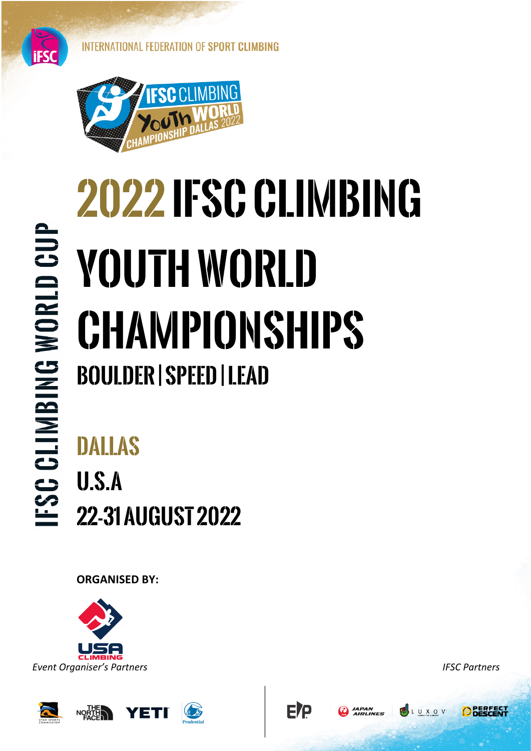INTERNATIONAL FEDERATION OF SPORT CLIMBING

# 2022 IFSC CLIMBING YOUTH WORLD CHAMPIONSHIPS

## BOULDER | SPEED | LEAD

IFSC CLIMBING WORLD CUP

## DALLAS

## U.S.A

## 22-31 AUGUST 2022

**ORGANISED BY:**

*Event Organiser's Partners*

*IFSC Partners*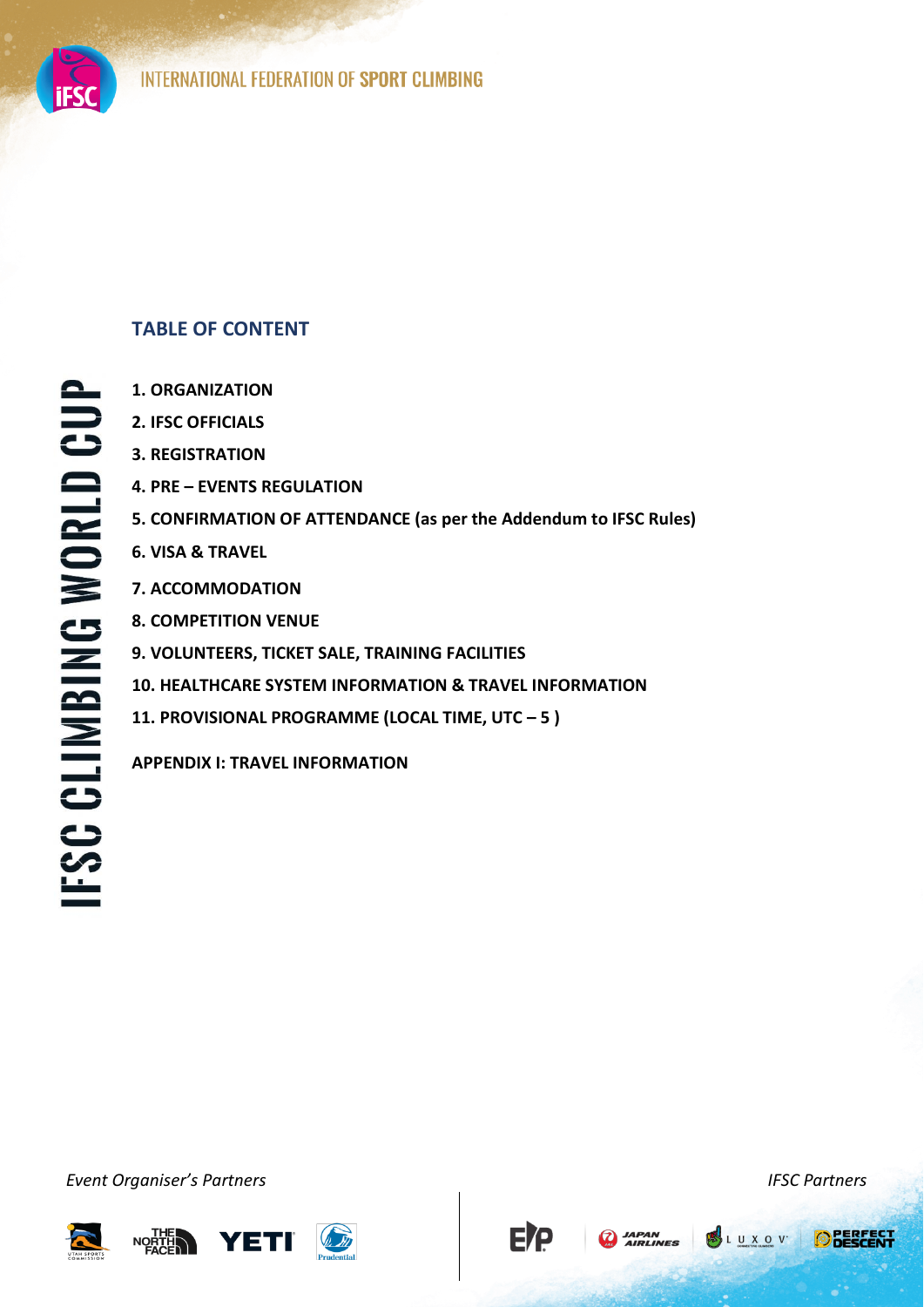## TABLE OF CONTENT

**1. ORGANIZATION**

**2. IFSC OFFICIALS**

**3. REGISTRATION**

**4. PRE – EVENTS REGULATION**

**5. CONFIRMATION OF ATTENDANCE (as per the Addendum to IFSC Rules)**

**6. VISA & TRAVEL**

**7. ACCOMMODATION**

**8. COMPETITION VENUE**

**9. VOLUNTEERS, TICKET SALE, TRAINING FACILITIES**

**10. HEALTHCARE SYSTEM INFORMATION & TRAVEL INFORMATION**

**11. PROVISIONAL PROGRAMME (LOCAL TIME, UTC – 5 )**

**APPENDIX I: TRAVEL INFORMATION**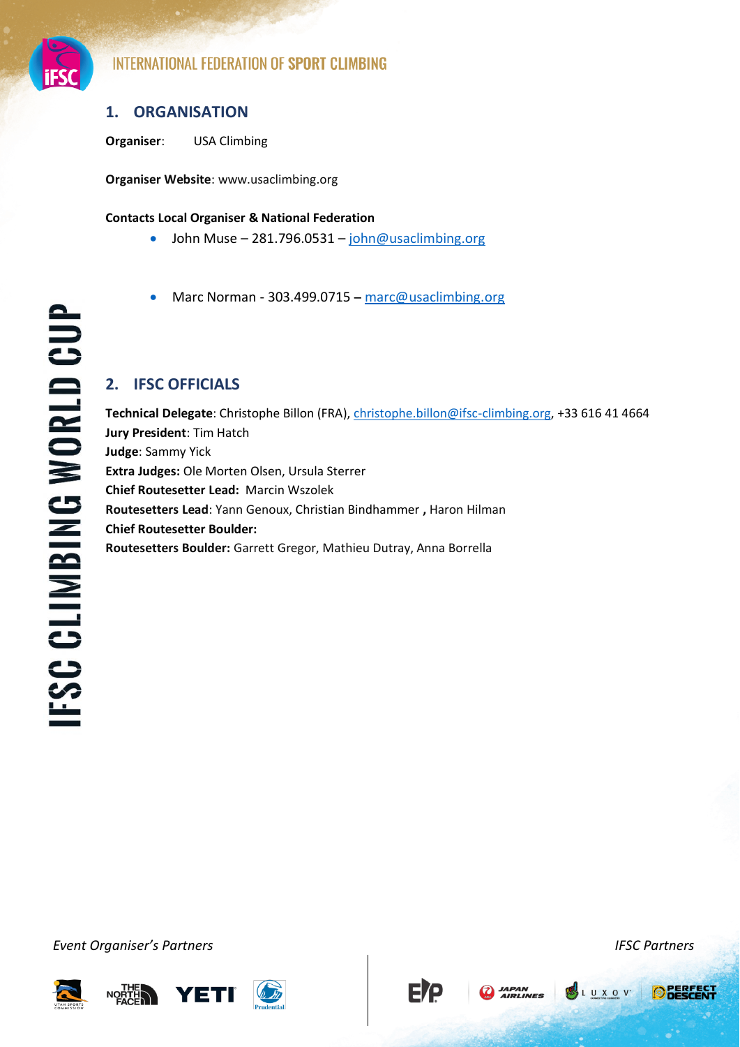## 1. ORGANISATION

**Organiser**: USA Climbing

**Organiser Website**: www.usaclimbing.org

**Contacts Local Organiser & National Federation**

- John Muse – 281.796.0531 – john@usaclimbing.org
- Marc Norman - 303.499.0715 – marc@usaclimbing.org

## 2. IFSC OFFICIALS

**Technical Delegate**: Christophe Billon (FRA), christophe.billon@ifsc-climbing.org, +33 616 41 4664
**Jury President**: Tim Hatch
**Judge**: Sammy Yick
**Extra Judges:** Ole Morten Olsen, Ursula Sterrer
**Chief Routesetter Lead:** Marcin Wszolek
**Routesetters Lead**: Yann Genoux, Christian Bindhammer **,** Haron Hilman
**Chief Routesetter Boulder:**
**Routesetters Boulder:** Garrett Gregor, Mathieu Dutray, Anna Borrella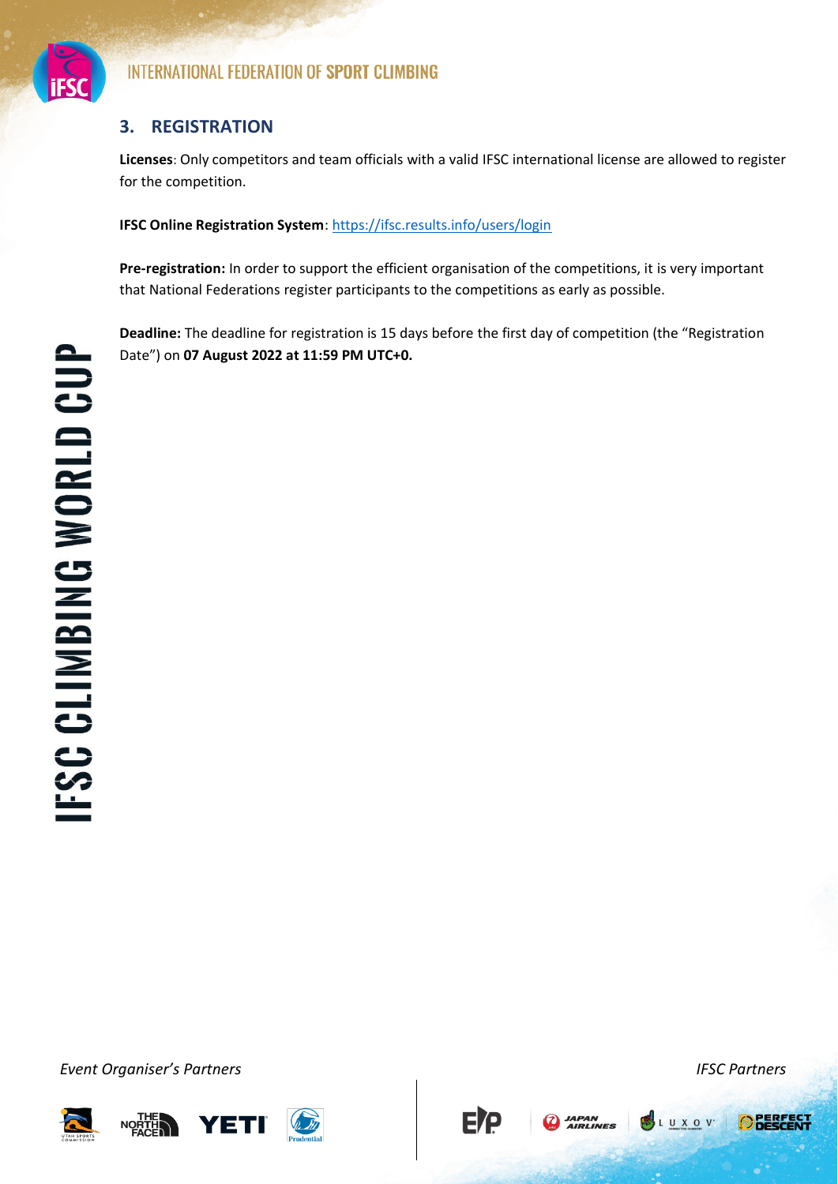## 3. REGISTRATION

**Licenses**: Only competitors and team officials with a valid IFSC international license are allowed to register for the competition.

**IFSC Online Registration System**: https://ifsc.results.info/users/login

**Pre-registration:** In order to support the efficient organisation of the competitions, it is very important that National Federations register participants to the competitions as early as possible.

**Deadline:** The deadline for registration is 15 days before the first day of competition (the "Registration Date") on **07 August 2022 at 11:59 PM UTC+0.**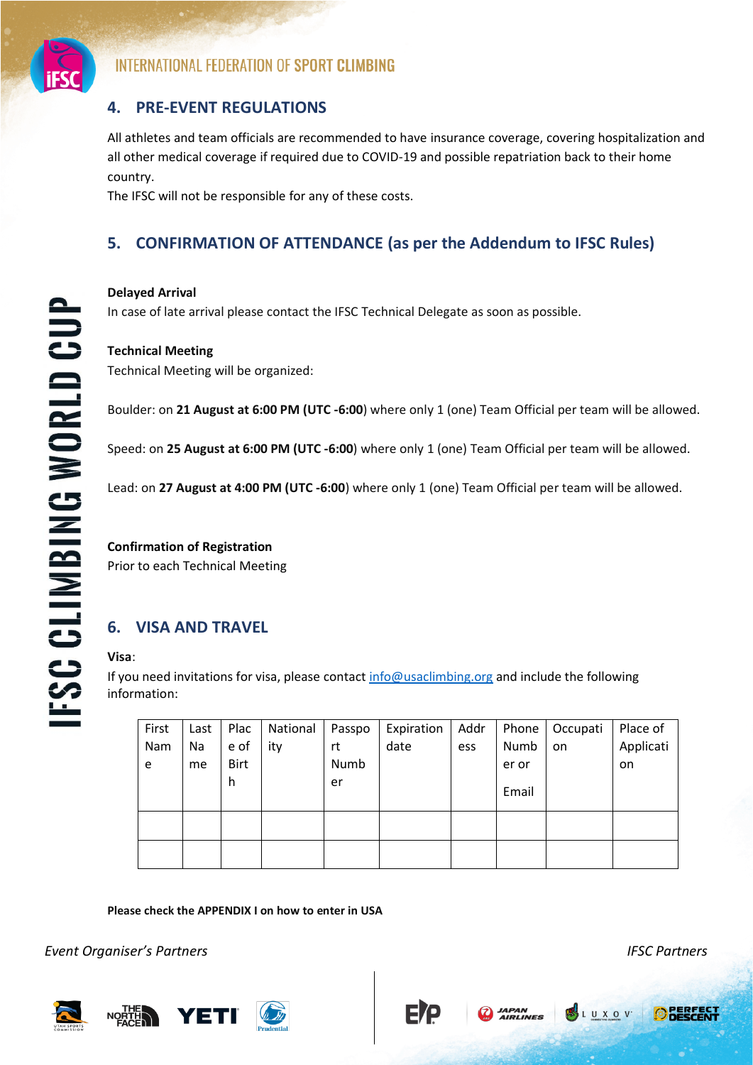## 4. PRE-EVENT REGULATIONS

All athletes and team officials are recommended to have insurance coverage, covering hospitalization and all other medical coverage if required due to COVID-19 and possible repatriation back to their home country.
The IFSC will not be responsible for any of these costs.

## 5. CONFIRMATION OF ATTENDANCE (as per the Addendum to IFSC Rules)

**Delayed Arrival**
In case of late arrival please contact the IFSC Technical Delegate as soon as possible.

**Technical Meeting**
Technical Meeting will be organized:

Boulder: on **21 August at 6:00 PM (UTC -6:00**) where only 1 (one) Team Official per team will be allowed.

Speed: on **25 August at 6:00 PM (UTC -6:00**) where only 1 (one) Team Official per team will be allowed.

Lead: on **27 August at 4:00 PM (UTC -6:00**) where only 1 (one) Team Official per team will be allowed.

**Confirmation of Registration**
Prior to each Technical Meeting

## 6. VISA AND TRAVEL

**Visa**:
If you need invitations for visa, please contact info@usaclimbing.org and include the following information:

| First Name | Last Name | Place of Birth | Nationality | Passport Number | Expiration date | Address | Phone Number or Email | Occupation | Place of Application |
|---|---|---|---|---|---|---|---|---|---|
| | | | | | | | | | |
| | | | | | | | | | |

**Please check the APPENDIX I on how to enter in USA**

*Event Organiser's Partners*

*IFSC Partners*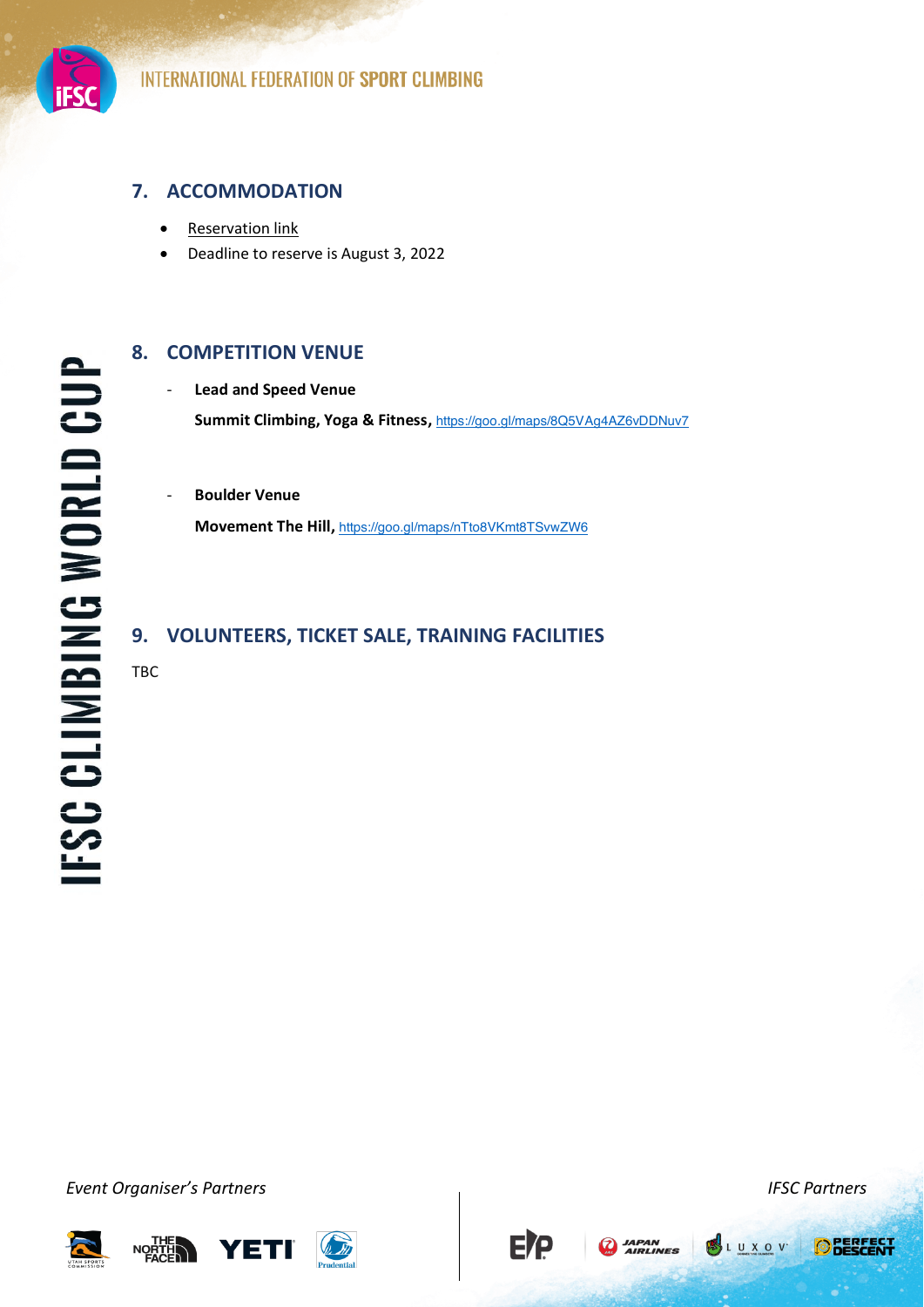## 7. ACCOMMODATION

- Reservation link
- Deadline to reserve is August 3, 2022

## 8. COMPETITION VENUE

- **Lead and Speed Venue**

  **Summit Climbing, Yoga & Fitness,** https://goo.gl/maps/8Q5VAg4AZ6vDDNuv7

- **Boulder Venue**

  **Movement The Hill,** https://goo.gl/maps/nTto8VKmt8TSvwZW6

## 9. VOLUNTEERS, TICKET SALE, TRAINING FACILITIES

TBC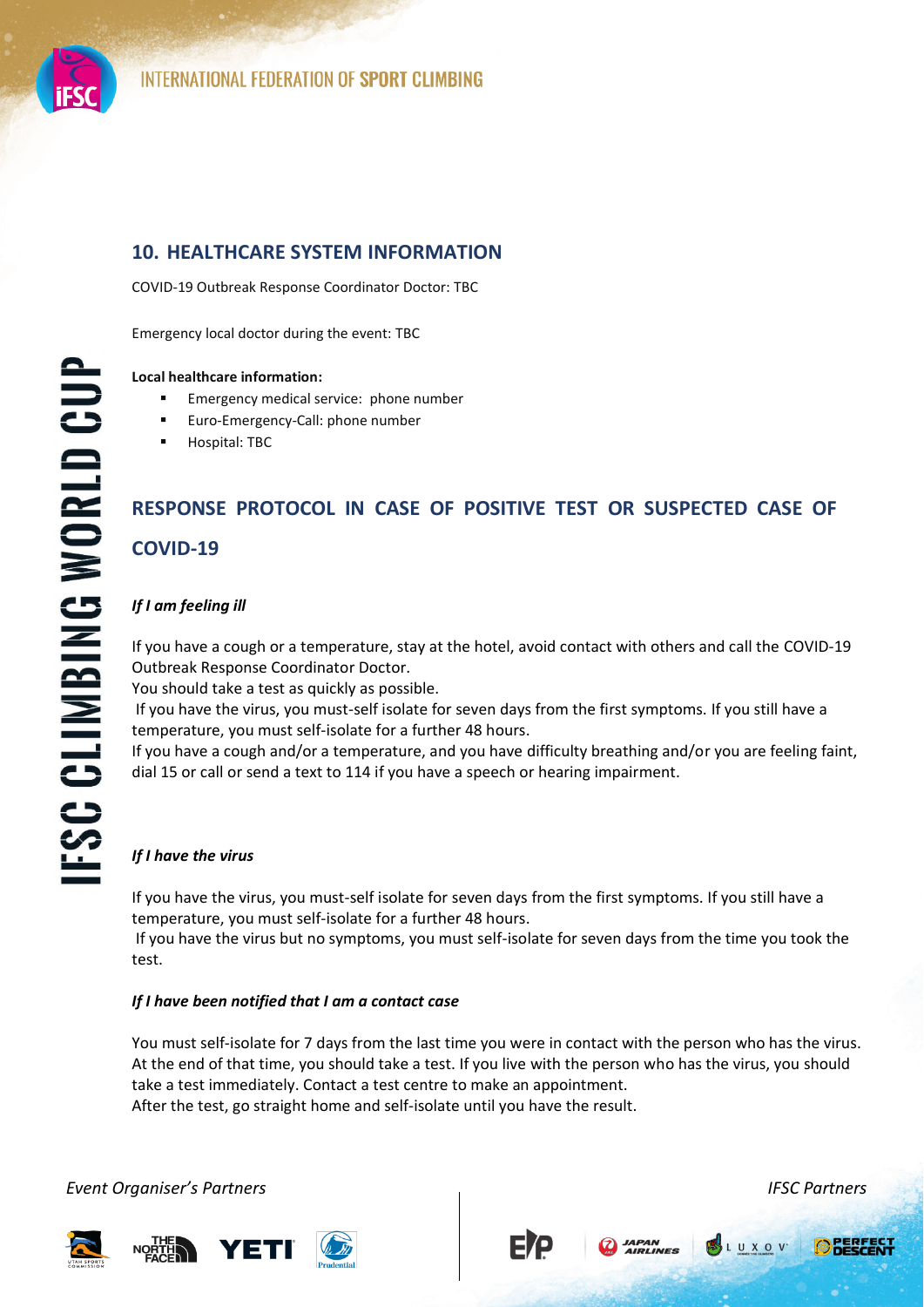## 10. HEALTHCARE SYSTEM INFORMATION

COVID-19 Outbreak Response Coordinator Doctor: TBC

Emergency local doctor during the event: TBC

**Local healthcare information:**

- Emergency medical service: phone number
- Euro-Emergency-Call: phone number
- Hospital: TBC

## RESPONSE PROTOCOL IN CASE OF POSITIVE TEST OR SUSPECTED CASE OF COVID-19

### *If I am feeling ill*

If you have a cough or a temperature, stay at the hotel, avoid contact with others and call the COVID-19 Outbreak Response Coordinator Doctor.
You should take a test as quickly as possible.
If you have the virus, you must-self isolate for seven days from the first symptoms. If you still have a temperature, you must self-isolate for a further 48 hours.
If you have a cough and/or a temperature, and you have difficulty breathing and/or you are feeling faint, dial 15 or call or send a text to 114 if you have a speech or hearing impairment.

### *If I have the virus*

If you have the virus, you must-self isolate for seven days from the first symptoms. If you still have a temperature, you must self-isolate for a further 48 hours.
If you have the virus but no symptoms, you must self-isolate for seven days from the time you took the test.

### *If I have been notified that I am a contact case*

You must self-isolate for 7 days from the last time you were in contact with the person who has the virus. At the end of that time, you should take a test. If you live with the person who has the virus, you should take a test immediately. Contact a test centre to make an appointment.
After the test, go straight home and self-isolate until you have the result.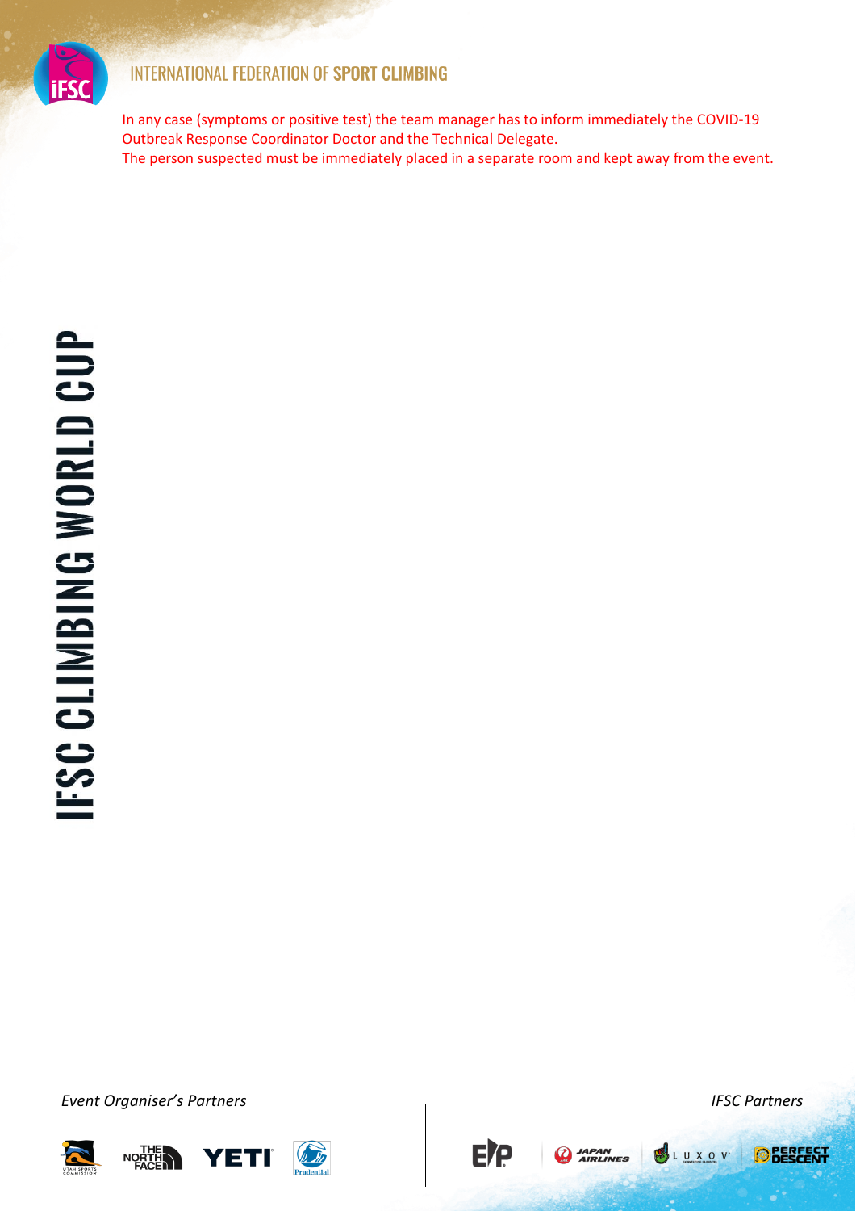In any case (symptoms or positive test) the team manager has to inform immediately the COVID-19 Outbreak Response Coordinator Doctor and the Technical Delegate.
The person suspected must be immediately placed in a separate room and kept away from the event.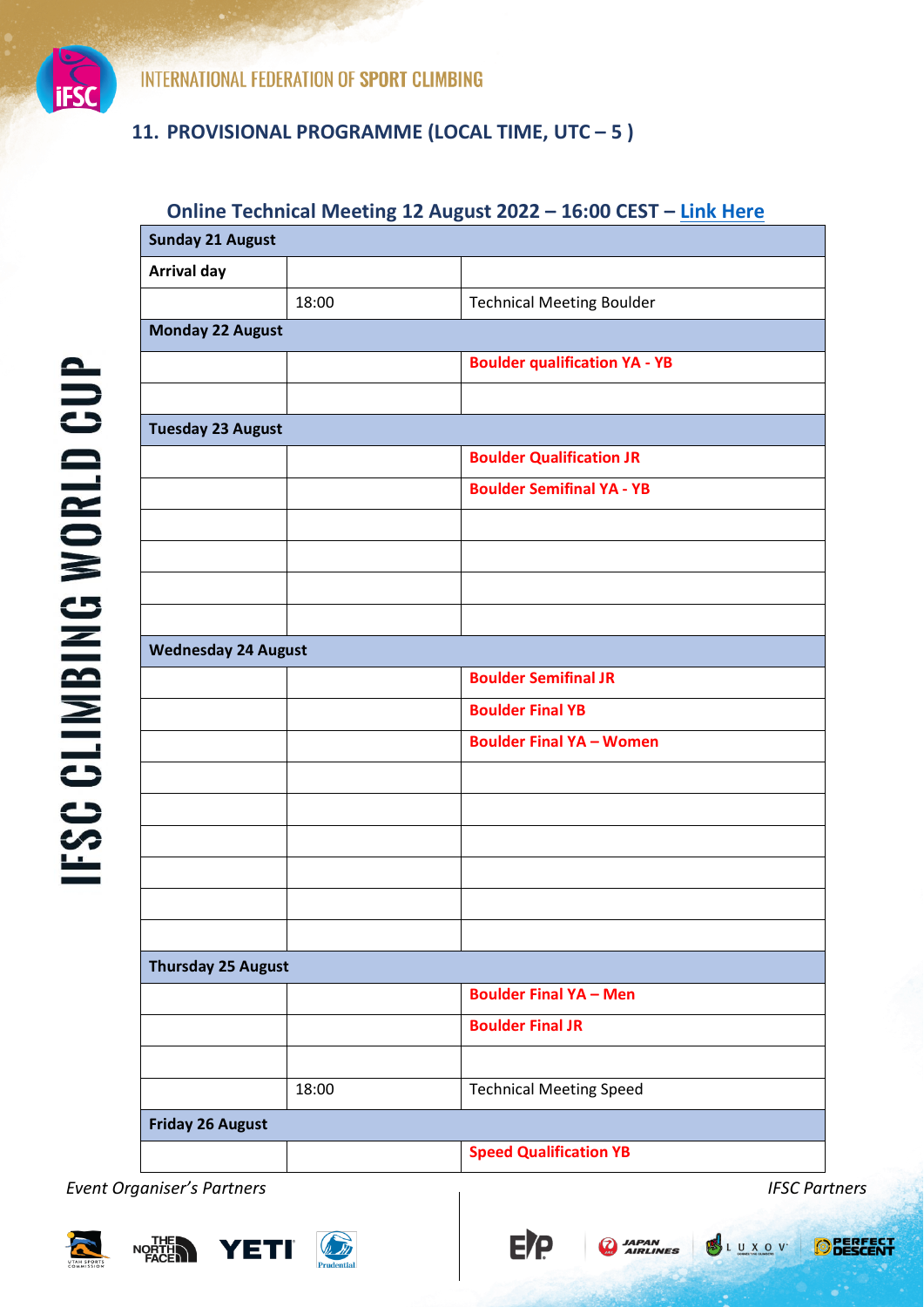## 11. PROVISIONAL PROGRAMME (LOCAL TIME, UTC – 5 )

### Online Technical Meeting 12 August 2022 – 16:00 CEST – Link Here

| Sunday 21 August | | |
|---|---|---|
| **Arrival day** | | |
| | 18:00 | Technical Meeting Boulder |
| **Monday 22 August** | | |
| | | **Boulder qualification YA - YB** |
| | | |
| **Tuesday 23 August** | | |
| | | **Boulder Qualification JR** |
| | | **Boulder Semifinal YA - YB** |
| | | |
| | | |
| | | |
| | | |
| **Wednesday 24 August** | | |
| | | **Boulder Semifinal JR** |
| | | **Boulder Final YB** |
| | | **Boulder Final YA – Women** |
| | | |
| | | |
| | | |
| | | |
| | | |
| | | |
| **Thursday 25 August** | | |
| | | **Boulder Final YA – Men** |
| | | **Boulder Final JR** |
| | | |
| | 18:00 | Technical Meeting Speed |
| **Friday 26 August** | | |
| | | **Speed Qualification YB** |

*Event Organiser's Partners*

*IFSC Partners*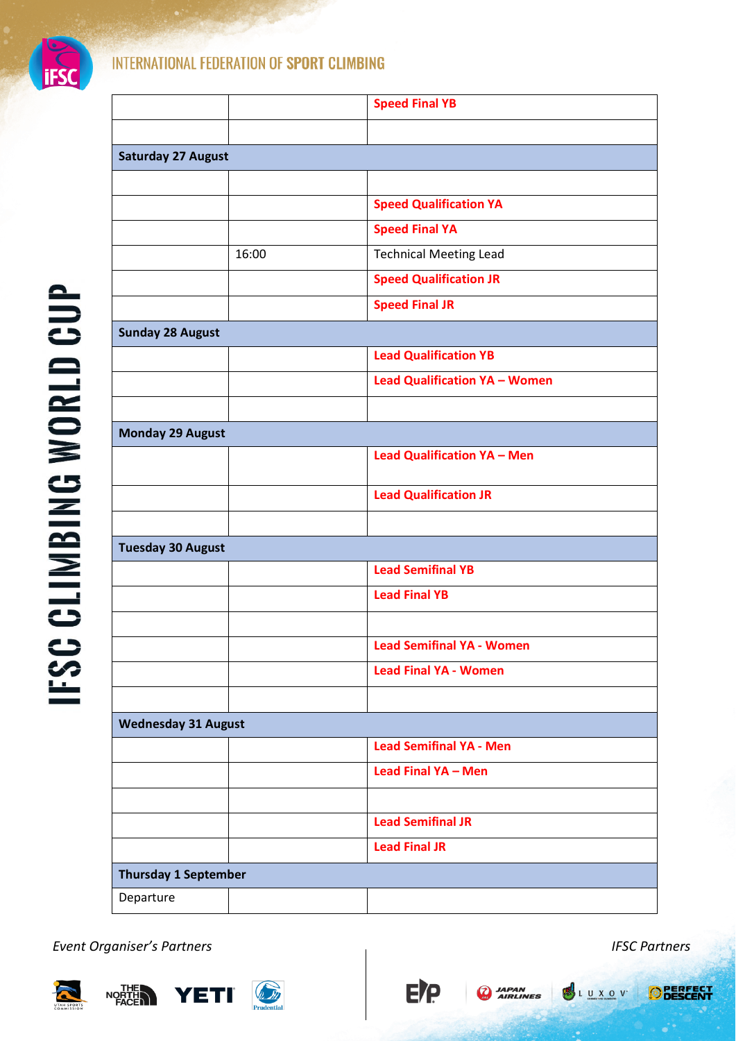| | | |
|---|---|---|
| | | **Speed Final YB** |
| | | |
| **Saturday 27 August** | | |
| | | |
| | | **Speed Qualification YA** |
| | | **Speed Final YA** |
| | 16:00 | Technical Meeting Lead |
| | | **Speed Qualification JR** |
| | | **Speed Final JR** |
| **Sunday 28 August** | | |
| | | **Lead Qualification YB** |
| | | **Lead Qualification YA – Women** |
| | | |
| **Monday 29 August** | | |
| | | **Lead Qualification YA – Men** |
| | | **Lead Qualification JR** |
| | | |
| **Tuesday 30 August** | | |
| | | **Lead Semifinal YB** |
| | | **Lead Final YB** |
| | | |
| | | **Lead Semifinal YA - Women** |
| | | **Lead Final YA - Women** |
| | | |
| **Wednesday 31 August** | | |
| | | **Lead Semifinal YA - Men** |
| | | **Lead Final YA – Men** |
| | | |
| | | **Lead Semifinal JR** |
| | | **Lead Final JR** |
| **Thursday 1 September** | | |
| Departure | | |

*Event Organiser's Partners*

*IFSC Partners*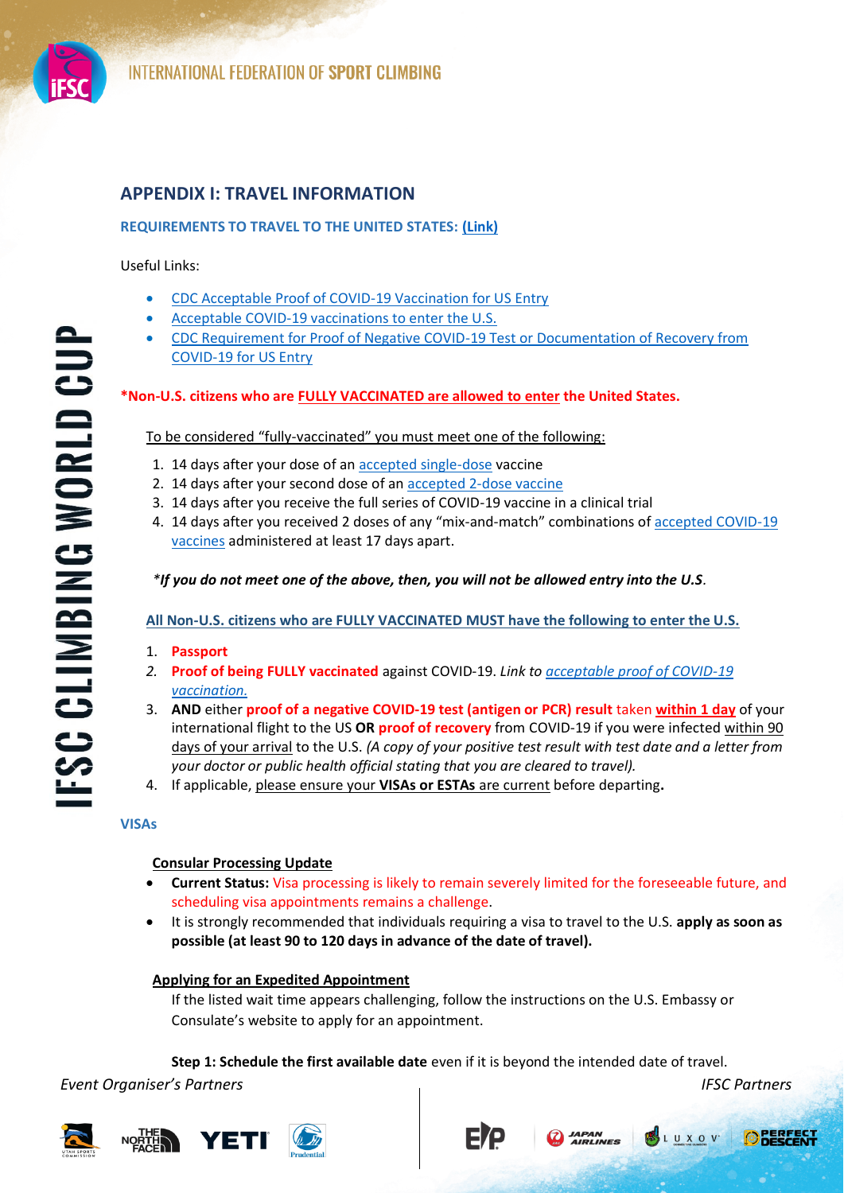## APPENDIX I: TRAVEL INFORMATION

### REQUIREMENTS TO TRAVEL TO THE UNITED STATES: (Link)

Useful Links:

- CDC Acceptable Proof of COVID-19 Vaccination for US Entry
- Acceptable COVID-19 vaccinations to enter the U.S.
- CDC Requirement for Proof of Negative COVID-19 Test or Documentation of Recovery from COVID-19 for US Entry

**\*Non-U.S. citizens who are FULLY VACCINATED are allowed to enter the United States.**

To be considered "fully-vaccinated" you must meet one of the following:

1. 14 days after your dose of an accepted single-dose vaccine
2. 14 days after your second dose of an accepted 2-dose vaccine
3. 14 days after you receive the full series of COVID-19 vaccine in a clinical trial
4. 14 days after you received 2 doses of any "mix-and-match" combinations of accepted COVID-19 vaccines administered at least 17 days apart.

***\*If you do not meet one of the above, then, you will not be allowed entry into the U.S.***

**All Non-U.S. citizens who are FULLY VACCINATED MUST have the following to enter the U.S.**

1. **Passport**
2. **Proof of being FULLY vaccinated** against COVID-19. *Link to acceptable proof of COVID-19 vaccination.*
3. **AND** either **proof of a negative COVID-19 test (antigen or PCR) result** taken **within 1 day** of your international flight to the US **OR proof of recovery** from COVID-19 if you were infected within 90 days of your arrival to the U.S. *(A copy of your positive test result with test date and a letter from your doctor or public health official stating that you are cleared to travel).*
4. If applicable, please ensure your **VISAs or ESTAs** are current before departing**.**

### VISAs

**Consular Processing Update**

- **Current Status:** Visa processing is likely to remain severely limited for the foreseeable future, and scheduling visa appointments remains a challenge.
- It is strongly recommended that individuals requiring a visa to travel to the U.S. **apply as soon as possible (at least 90 to 120 days in advance of the date of travel).**

**Applying for an Expedited Appointment**

If the listed wait time appears challenging, follow the instructions on the U.S. Embassy or Consulate's website to apply for an appointment.

**Step 1: Schedule the first available date** even if it is beyond the intended date of travel.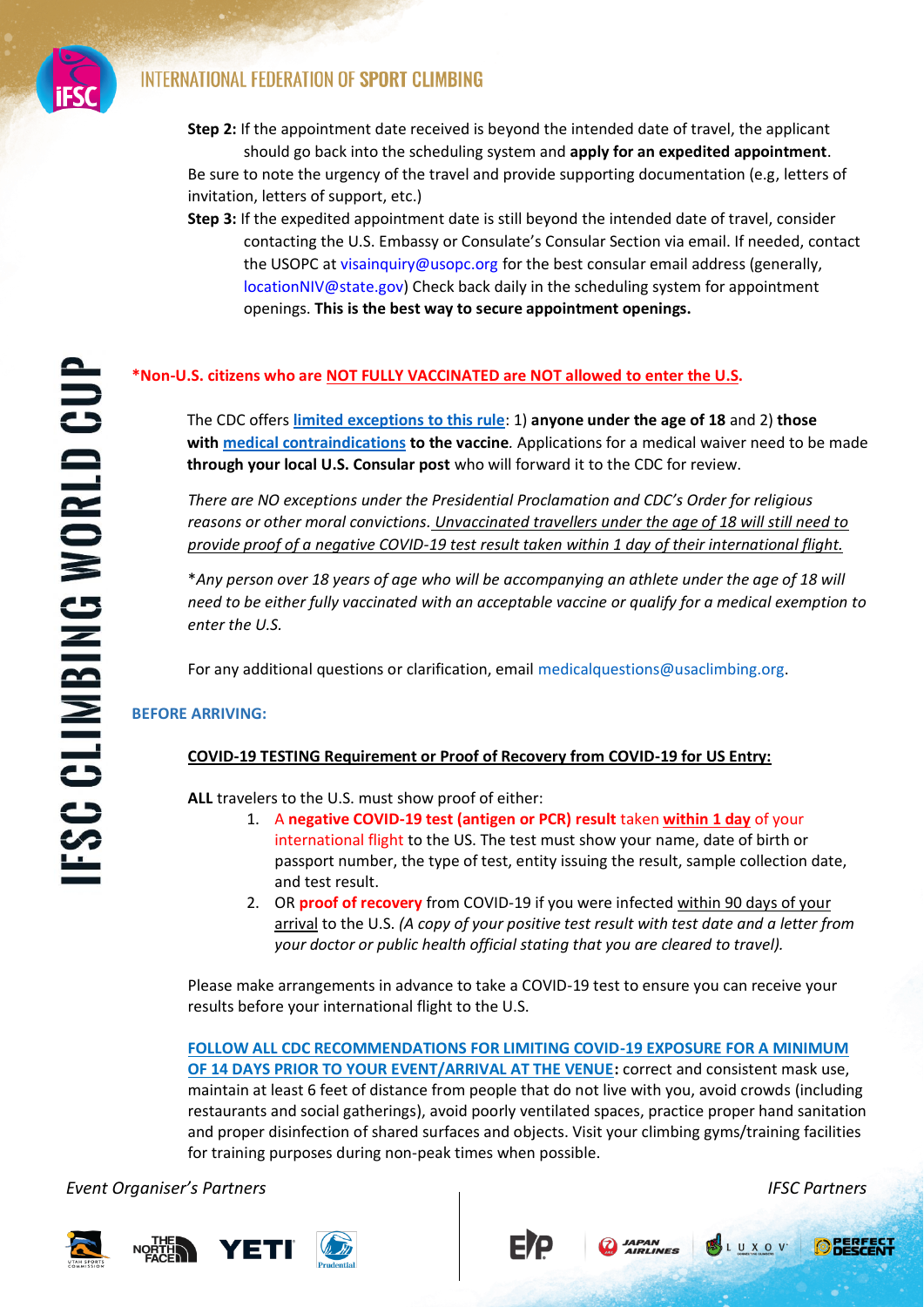**Step 2:** If the appointment date received is beyond the intended date of travel, the applicant should go back into the scheduling system and **apply for an expedited appointment**. Be sure to note the urgency of the travel and provide supporting documentation (e.g, letters of invitation, letters of support, etc.)

**Step 3:** If the expedited appointment date is still beyond the intended date of travel, consider contacting the U.S. Embassy or Consulate's Consular Section via email. If needed, contact the USOPC at visainquiry@usopc.org for the best consular email address (generally, locationNIV@state.gov) Check back daily in the scheduling system for appointment openings. **This is the best way to secure appointment openings.**

**\*Non-U.S. citizens who are NOT FULLY VACCINATED are NOT allowed to enter the U.S.**

The CDC offers **limited exceptions to this rule**: 1) **anyone under the age of 18** and 2) **those with medical contraindications to the vaccine**. Applications for a medical waiver need to be made **through your local U.S. Consular post** who will forward it to the CDC for review.

*There are NO exceptions under the Presidential Proclamation and CDC's Order for religious reasons or other moral convictions. Unvaccinated travellers under the age of 18 will still need to provide proof of a negative COVID-19 test result taken within 1 day of their international flight.*

\**Any person over 18 years of age who will be accompanying an athlete under the age of 18 will need to be either fully vaccinated with an acceptable vaccine or qualify for a medical exemption to enter the U.S.*

For any additional questions or clarification, email medicalquestions@usaclimbing.org.

### BEFORE ARRIVING:

#### COVID-19 TESTING Requirement or Proof of Recovery from COVID-19 for US Entry:

**ALL** travelers to the U.S. must show proof of either:

1. A **negative COVID-19 test (antigen or PCR) result** taken **within 1 day** of your international flight to the US. The test must show your name, date of birth or passport number, the type of test, entity issuing the result, sample collection date, and test result.
2. OR **proof of recovery** from COVID-19 if you were infected within 90 days of your arrival to the U.S. *(A copy of your positive test result with test date and a letter from your doctor or public health official stating that you are cleared to travel).*

Please make arrangements in advance to take a COVID-19 test to ensure you can receive your results before your international flight to the U.S.

**FOLLOW ALL CDC RECOMMENDATIONS FOR LIMITING COVID-19 EXPOSURE FOR A MINIMUM OF 14 DAYS PRIOR TO YOUR EVENT/ARRIVAL AT THE VENUE:** correct and consistent mask use, maintain at least 6 feet of distance from people that do not live with you, avoid crowds (including restaurants and social gatherings), avoid poorly ventilated spaces, practice proper hand sanitation and proper disinfection of shared surfaces and objects. Visit your climbing gyms/training facilities for training purposes during non-peak times when possible.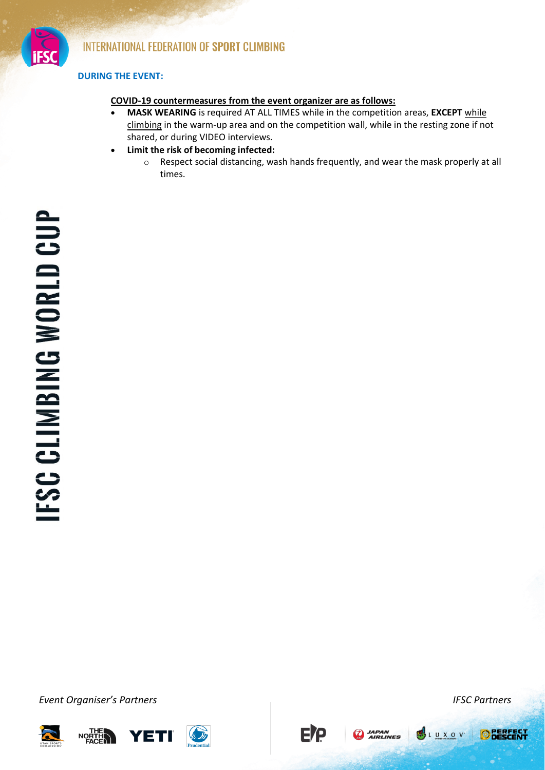**DURING THE EVENT:**

**COVID-19 countermeasures from the event organizer are as follows:**

- **MASK WEARING** is required AT ALL TIMES while in the competition areas, **EXCEPT** while climbing in the warm-up area and on the competition wall, while in the resting zone if not shared, or during VIDEO interviews.
- **Limit the risk of becoming infected:**
  - Respect social distancing, wash hands frequently, and wear the mask properly at all times.